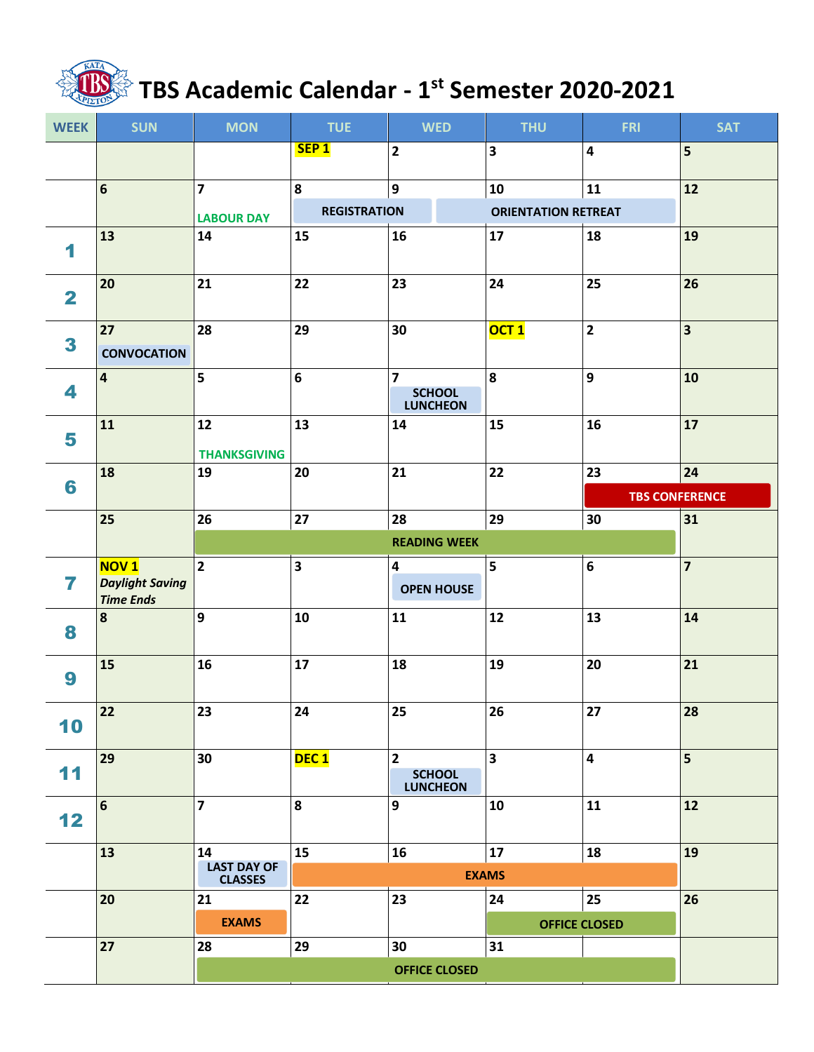# TBS Academic Calendar - 1st Semester 2020-2021

| WEEK | SUN | MON | TUE | WED | THU | FRI | SAT |
|---|---|---|---|---|---|---|---|
| | | | SEP 1 | 2 | 3 | 4 | 5 |
| | 6 | 7 LABOUR DAY | 8 REGISTRATION | 9 REGISTRATION | 10 ORIENTATION RETREAT | 11 ORIENTATION RETREAT | 12 |
| 1 | 13 | 14 | 15 | 16 | 17 | 18 | 19 |
| 2 | 20 | 21 | 22 | 23 | 24 | 25 | 26 |
| 3 | 27 CONVOCATION | 28 | 29 | 30 | OCT 1 | 2 | 3 |
| 4 | 4 | 5 | 6 | 7 SCHOOL LUNCHEON | 8 | 9 | 10 |
| 5 | 11 | 12 THANKSGIVING | 13 | 14 | 15 | 16 | 17 |
| 6 | 18 | 19 | 20 | 21 | 22 | 23 TBS CONFERENCE | 24 TBS CONFERENCE |
| | 25 | 26 READING WEEK | 27 READING WEEK | 28 READING WEEK | 29 READING WEEK | 30 READING WEEK | 31 |
| 7 | NOV 1 *Daylight Saving Time Ends* | 2 | 3 | 4 OPEN HOUSE | 5 | 6 | 7 |
| 8 | 8 | 9 | 10 | 11 | 12 | 13 | 14 |
| 9 | 15 | 16 | 17 | 18 | 19 | 20 | 21 |
| 10 | 22 | 23 | 24 | 25 | 26 | 27 | 28 |
| 11 | 29 | 30 | DEC 1 | 2 SCHOOL LUNCHEON | 3 | 4 | 5 |
| 12 | 6 | 7 | 8 | 9 | 10 | 11 | 12 |
| | 13 | 14 LAST DAY OF CLASSES | 15 EXAMS | 16 EXAMS | 17 EXAMS | 18 EXAMS | 19 |
| | 20 | 21 EXAMS | 22 | 23 | 24 OFFICE CLOSED | 25 OFFICE CLOSED | 26 |
| | 27 | 28 OFFICE CLOSED | 29 OFFICE CLOSED | 30 OFFICE CLOSED | 31 OFFICE CLOSED | OFFICE CLOSED | |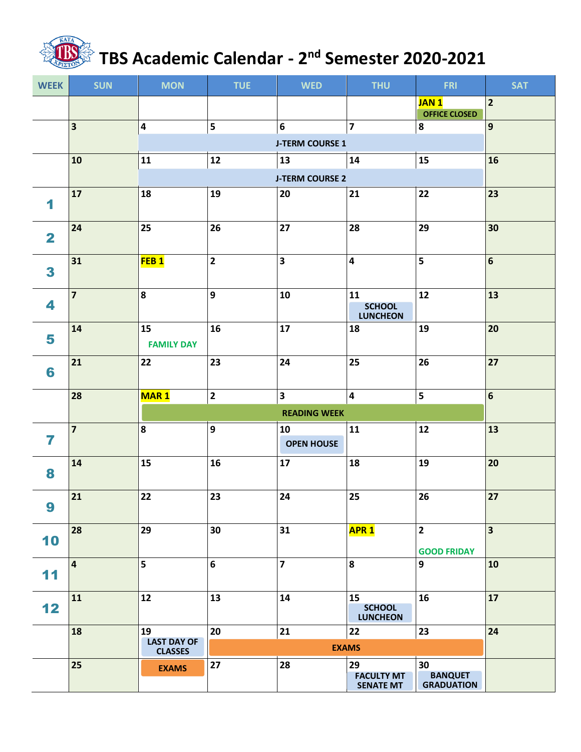# TBS Academic Calendar - 2nd Semester 2020-2021

| WEEK | SUN | MON | TUE | WED | THU | FRI | SAT |
|---|---|---|---|---|---|---|---|
| | | | | | | JAN 1 OFFICE CLOSED | 2 |
| | 3 | 4 J-TERM COURSE 1 | 5 J-TERM COURSE 1 | 6 J-TERM COURSE 1 | 7 J-TERM COURSE 1 | 8 J-TERM COURSE 1 | 9 |
| | 10 | 11 J-TERM COURSE 2 | 12 J-TERM COURSE 2 | 13 J-TERM COURSE 2 | 14 J-TERM COURSE 2 | 15 J-TERM COURSE 2 | 16 |
| 1 | 17 | 18 | 19 | 20 | 21 | 22 | 23 |
| 2 | 24 | 25 | 26 | 27 | 28 | 29 | 30 |
| 3 | 31 | FEB 1 | 2 | 3 | 4 | 5 | 6 |
| 4 | 7 | 8 | 9 | 10 | 11 SCHOOL LUNCHEON | 12 | 13 |
| 5 | 14 | 15 FAMILY DAY | 16 | 17 | 18 | 19 | 20 |
| 6 | 21 | 22 | 23 | 24 | 25 | 26 | 27 |
| | 28 | MAR 1 READING WEEK | 2 READING WEEK | 3 READING WEEK | 4 READING WEEK | 5 READING WEEK | 6 |
| 7 | 7 | 8 | 9 | 10 OPEN HOUSE | 11 | 12 | 13 |
| 8 | 14 | 15 | 16 | 17 | 18 | 19 | 20 |
| 9 | 21 | 22 | 23 | 24 | 25 | 26 | 27 |
| 10 | 28 | 29 | 30 | 31 | APR 1 | 2 GOOD FRIDAY | 3 |
| 11 | 4 | 5 | 6 | 7 | 8 | 9 | 10 |
| 12 | 11 | 12 | 13 | 14 | 15 SCHOOL LUNCHEON | 16 | 17 |
| | 18 | 19 LAST DAY OF CLASSES | 20 EXAMS | 21 EXAMS | 22 EXAMS | 23 EXAMS | 24 |
| | 25 | EXAMS | 27 | 28 | 29 FACULTY MT SENATE MT | 30 BANQUET GRADUATION | |